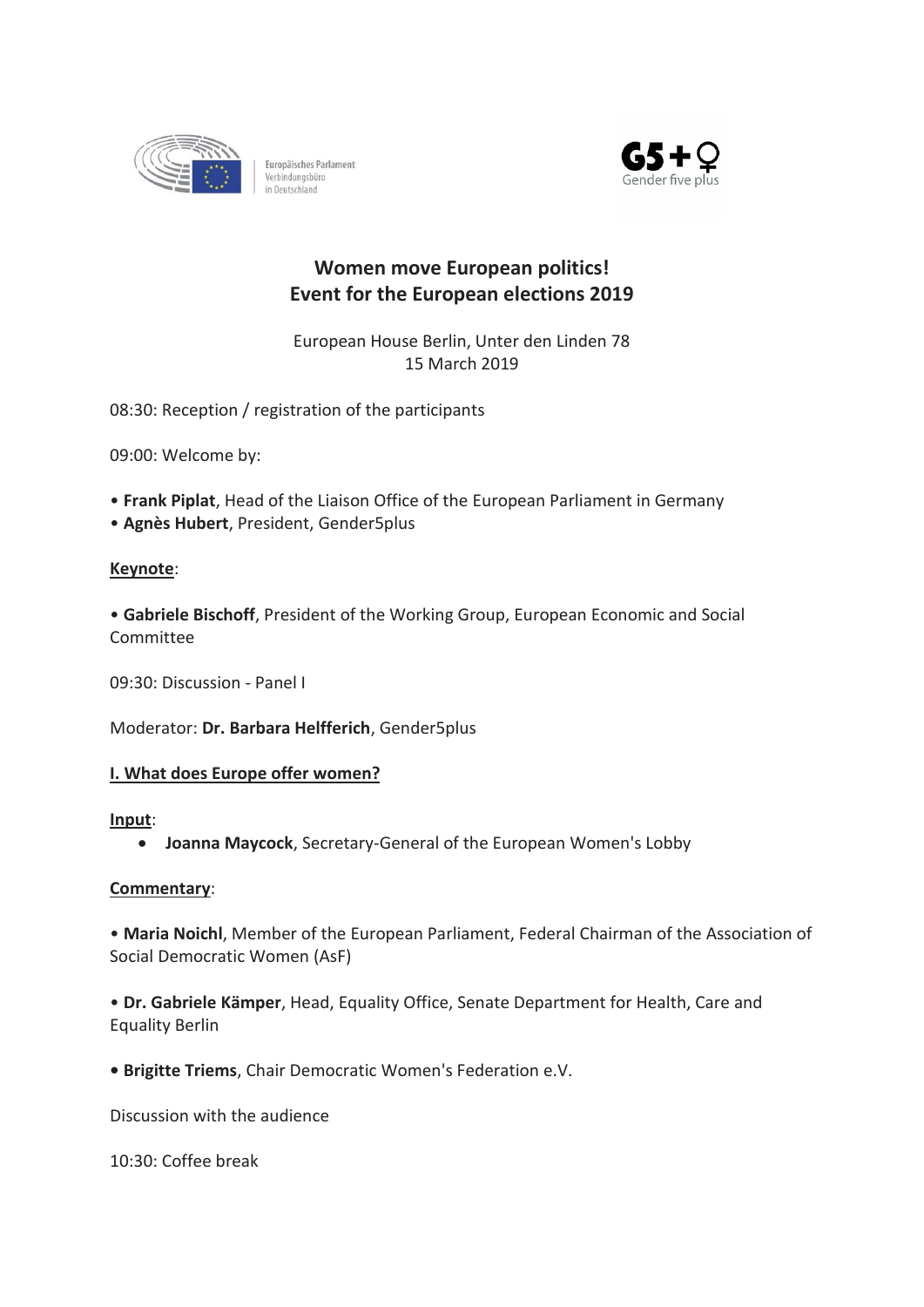Europäisches Parlament
Verbindungsbüro
in Deutschland

G5+♀
Gender five plus

# Women move European politics!
# Event for the European elections 2019

European House Berlin, Unter den Linden 78
15 March 2019

08:30: Reception / registration of the participants

09:00: Welcome by:

• **Frank Piplat**, Head of the Liaison Office of the European Parliament in Germany
• **Agnès Hubert**, President, Gender5plus

**Keynote**:

• **Gabriele Bischoff**, President of the Working Group, European Economic and Social Committee

09:30: Discussion - Panel I

Moderator: **Dr. Barbara Helfferich**, Gender5plus

**I. What does Europe offer women?**

**Input**:

- **Joanna Maycock**, Secretary-General of the European Women's Lobby

**Commentary**:

• **Maria Noichl**, Member of the European Parliament, Federal Chairman of the Association of Social Democratic Women (AsF)

• **Dr. Gabriele Kämper**, Head, Equality Office, Senate Department for Health, Care and Equality Berlin

• **Brigitte Triems**, Chair Democratic Women's Federation e.V.

Discussion with the audience

10:30: Coffee break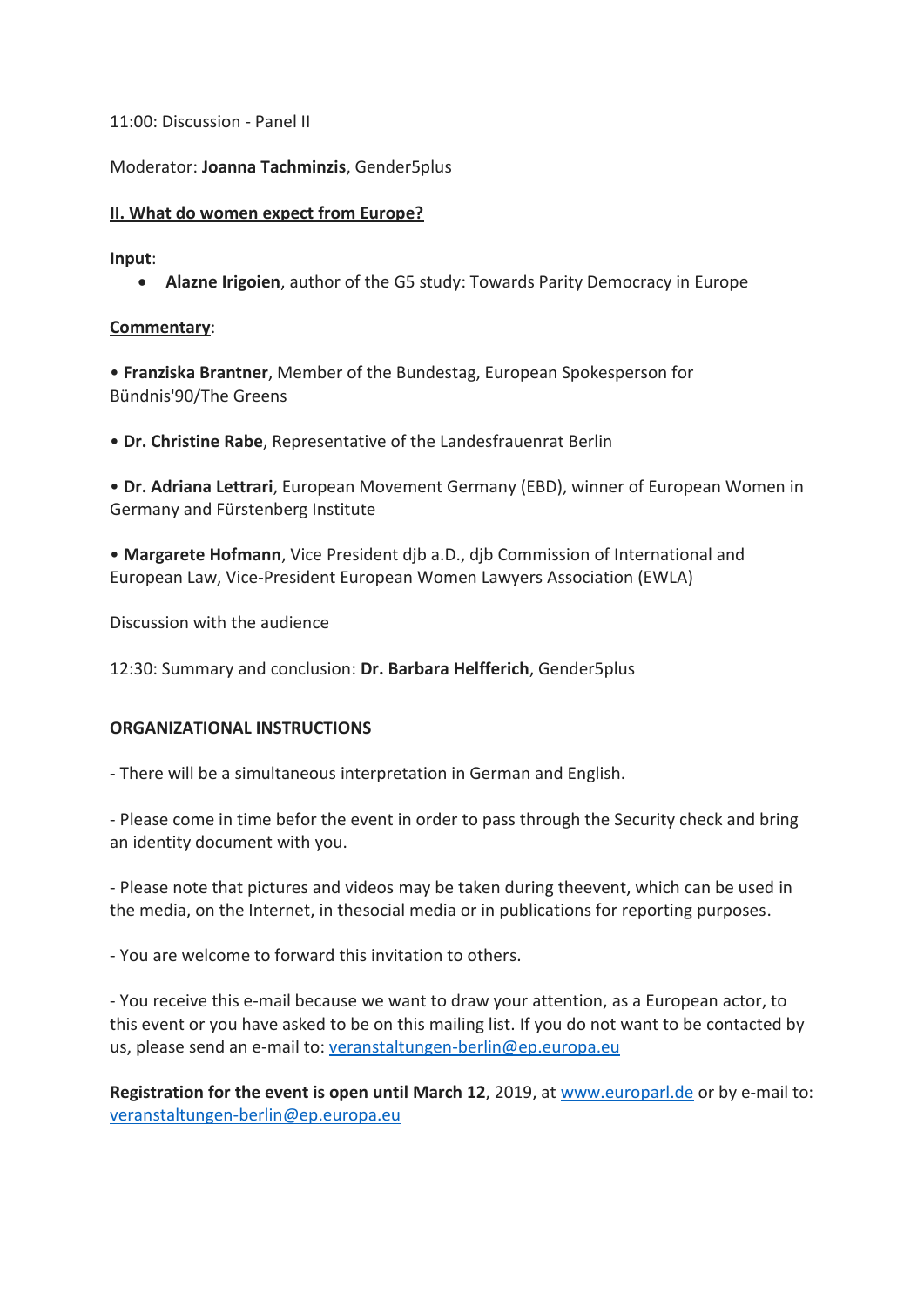11:00: Discussion - Panel II

Moderator: **Joanna Tachminzis**, Gender5plus

**II. What do women expect from Europe?**

**Input**:

- **Alazne Irigoien**, author of the G5 study: Towards Parity Democracy in Europe

**Commentary**:

• **Franziska Brantner**, Member of the Bundestag, European Spokesperson for Bündnis'90/The Greens

• **Dr. Christine Rabe**, Representative of the Landesfrauenrat Berlin

• **Dr. Adriana Lettrari**, European Movement Germany (EBD), winner of European Women in Germany and Fürstenberg Institute

• **Margarete Hofmann**, Vice President djb a.D., djb Commission of International and European Law, Vice-President European Women Lawyers Association (EWLA)

Discussion with the audience

12:30: Summary and conclusion: **Dr. Barbara Helfferich**, Gender5plus

**ORGANIZATIONAL INSTRUCTIONS**

- There will be a simultaneous interpretation in German and English.

- Please come in time befor the event in order to pass through the Security check and bring an identity document with you.

- Please note that pictures and videos may be taken during theevent, which can be used in the media, on the Internet, in thesocial media or in publications for reporting purposes.

- You are welcome to forward this invitation to others.

- You receive this e-mail because we want to draw your attention, as a European actor, to this event or you have asked to be on this mailing list. If you do not want to be contacted by us, please send an e-mail to: veranstaltungen-berlin@ep.europa.eu

**Registration for the event is open until March 12**, 2019, at www.europarl.de or by e-mail to: veranstaltungen-berlin@ep.europa.eu